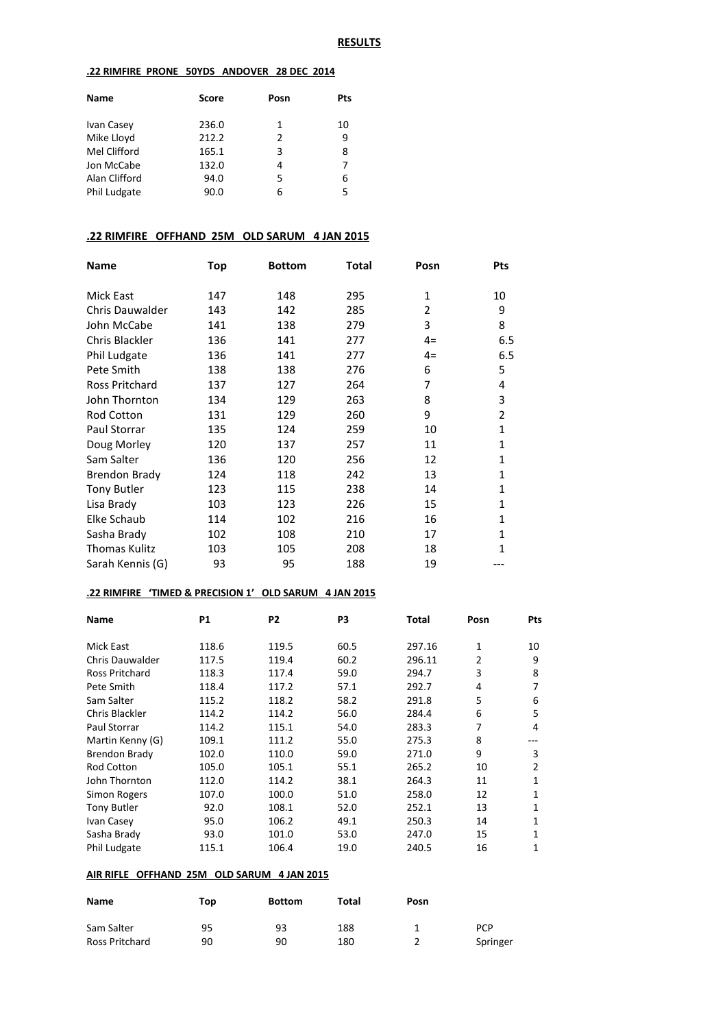# RESULTS

## .22 RIMFIRE PRONE 50YDS ANDOVER 28 DEC 2014

| Name | Score | Posn | Pts |
|---|---|---|---|
| Ivan Casey | 236.0 | 1 | 10 |
| Mike Lloyd | 212.2 | 2 | 9 |
| Mel Clifford | 165.1 | 3 | 8 |
| Jon McCabe | 132.0 | 4 | 7 |
| Alan Clifford | 94.0 | 5 | 6 |
| Phil Ludgate | 90.0 | 6 | 5 |

## .22 RIMFIRE OFFHAND 25M OLD SARUM 4 JAN 2015

| Name | Top | Bottom | Total | Posn | Pts |
|---|---|---|---|---|---|
| Mick East | 147 | 148 | 295 | 1 | 10 |
| Chris Dauwalder | 143 | 142 | 285 | 2 | 9 |
| John McCabe | 141 | 138 | 279 | 3 | 8 |
| Chris Blackler | 136 | 141 | 277 | 4= | 6.5 |
| Phil Ludgate | 136 | 141 | 277 | 4= | 6.5 |
| Pete Smith | 138 | 138 | 276 | 6 | 5 |
| Ross Pritchard | 137 | 127 | 264 | 7 | 4 |
| John Thornton | 134 | 129 | 263 | 8 | 3 |
| Rod Cotton | 131 | 129 | 260 | 9 | 2 |
| Paul Storrar | 135 | 124 | 259 | 10 | 1 |
| Doug Morley | 120 | 137 | 257 | 11 | 1 |
| Sam Salter | 136 | 120 | 256 | 12 | 1 |
| Brendon Brady | 124 | 118 | 242 | 13 | 1 |
| Tony Butler | 123 | 115 | 238 | 14 | 1 |
| Lisa Brady | 103 | 123 | 226 | 15 | 1 |
| Elke Schaub | 114 | 102 | 216 | 16 | 1 |
| Sasha Brady | 102 | 108 | 210 | 17 | 1 |
| Thomas Kulitz | 103 | 105 | 208 | 18 | 1 |
| Sarah Kennis (G) | 93 | 95 | 188 | 19 | --- |

## .22 RIMFIRE 'TIMED & PRECISION 1' OLD SARUM 4 JAN 2015

| Name | P1 | P2 | P3 | Total | Posn | Pts |
|---|---|---|---|---|---|---|
| Mick East | 118.6 | 119.5 | 60.5 | 297.16 | 1 | 10 |
| Chris Dauwalder | 117.5 | 119.4 | 60.2 | 296.11 | 2 | 9 |
| Ross Pritchard | 118.3 | 117.4 | 59.0 | 294.7 | 3 | 8 |
| Pete Smith | 118.4 | 117.2 | 57.1 | 292.7 | 4 | 7 |
| Sam Salter | 115.2 | 118.2 | 58.2 | 291.8 | 5 | 6 |
| Chris Blackler | 114.2 | 114.2 | 56.0 | 284.4 | 6 | 5 |
| Paul Storrar | 114.2 | 115.1 | 54.0 | 283.3 | 7 | 4 |
| Martin Kenny (G) | 109.1 | 111.2 | 55.0 | 275.3 | 8 | --- |
| Brendon Brady | 102.0 | 110.0 | 59.0 | 271.0 | 9 | 3 |
| Rod Cotton | 105.0 | 105.1 | 55.1 | 265.2 | 10 | 2 |
| John Thornton | 112.0 | 114.2 | 38.1 | 264.3 | 11 | 1 |
| Simon Rogers | 107.0 | 100.0 | 51.0 | 258.0 | 12 | 1 |
| Tony Butler | 92.0 | 108.1 | 52.0 | 252.1 | 13 | 1 |
| Ivan Casey | 95.0 | 106.2 | 49.1 | 250.3 | 14 | 1 |
| Sasha Brady | 93.0 | 101.0 | 53.0 | 247.0 | 15 | 1 |
| Phil Ludgate | 115.1 | 106.4 | 19.0 | 240.5 | 16 | 1 |

## AIR RIFLE OFFHAND 25M OLD SARUM 4 JAN 2015

| Name | Top | Bottom | Total | Posn | |
|---|---|---|---|---|---|
| Sam Salter | 95 | 93 | 188 | 1 | PCP |
| Ross Pritchard | 90 | 90 | 180 | 2 | Springer |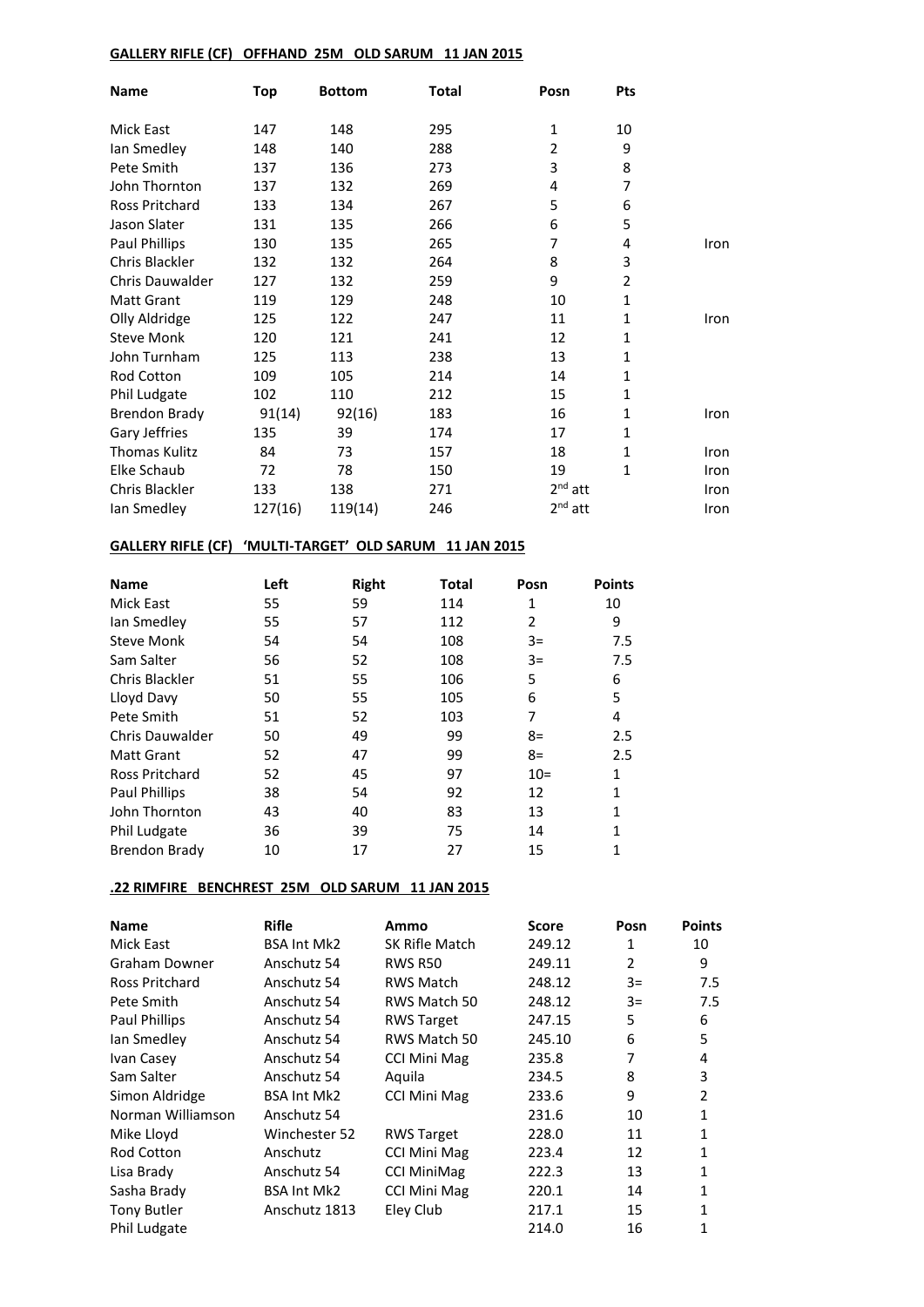**GALLERY RIFLE (CF) OFFHAND 25M OLD SARUM 11 JAN 2015**

| Name | Top | Bottom | Total | Posn | Pts | |
|---|---|---|---|---|---|---|
| Mick East | 147 | 148 | 295 | 1 | 10 | |
| Ian Smedley | 148 | 140 | 288 | 2 | 9 | |
| Pete Smith | 137 | 136 | 273 | 3 | 8 | |
| John Thornton | 137 | 132 | 269 | 4 | 7 | |
| Ross Pritchard | 133 | 134 | 267 | 5 | 6 | |
| Jason Slater | 131 | 135 | 266 | 6 | 5 | |
| Paul Phillips | 130 | 135 | 265 | 7 | 4 | Iron |
| Chris Blackler | 132 | 132 | 264 | 8 | 3 | |
| Chris Dauwalder | 127 | 132 | 259 | 9 | 2 | |
| Matt Grant | 119 | 129 | 248 | 10 | 1 | |
| Olly Aldridge | 125 | 122 | 247 | 11 | 1 | Iron |
| Steve Monk | 120 | 121 | 241 | 12 | 1 | |
| John Turnham | 125 | 113 | 238 | 13 | 1 | |
| Rod Cotton | 109 | 105 | 214 | 14 | 1 | |
| Phil Ludgate | 102 | 110 | 212 | 15 | 1 | |
| Brendon Brady | 91(14) | 92(16) | 183 | 16 | 1 | Iron |
| Gary Jeffries | 135 | 39 | 174 | 17 | 1 | |
| Thomas Kulitz | 84 | 73 | 157 | 18 | 1 | Iron |
| Elke Schaub | 72 | 78 | 150 | 19 | 1 | Iron |
| Chris Blackler | 133 | 138 | 271 | 2nd att | | Iron |
| Ian Smedley | 127(16) | 119(14) | 246 | 2nd att | | Iron |

**GALLERY RIFLE (CF) 'MULTI-TARGET' OLD SARUM 11 JAN 2015**

| Name | Left | Right | Total | Posn | Points |
|---|---|---|---|---|---|
| Mick East | 55 | 59 | 114 | 1 | 10 |
| Ian Smedley | 55 | 57 | 112 | 2 | 9 |
| Steve Monk | 54 | 54 | 108 | 3= | 7.5 |
| Sam Salter | 56 | 52 | 108 | 3= | 7.5 |
| Chris Blackler | 51 | 55 | 106 | 5 | 6 |
| Lloyd Davy | 50 | 55 | 105 | 6 | 5 |
| Pete Smith | 51 | 52 | 103 | 7 | 4 |
| Chris Dauwalder | 50 | 49 | 99 | 8= | 2.5 |
| Matt Grant | 52 | 47 | 99 | 8= | 2.5 |
| Ross Pritchard | 52 | 45 | 97 | 10= | 1 |
| Paul Phillips | 38 | 54 | 92 | 12 | 1 |
| John Thornton | 43 | 40 | 83 | 13 | 1 |
| Phil Ludgate | 36 | 39 | 75 | 14 | 1 |
| Brendon Brady | 10 | 17 | 27 | 15 | 1 |

**.22 RIMFIRE BENCHREST 25M OLD SARUM 11 JAN 2015**

| Name | Rifle | Ammo | Score | Posn | Points |
|---|---|---|---|---|---|
| Mick East | BSA Int Mk2 | SK Rifle Match | 249.12 | 1 | 10 |
| Graham Downer | Anschutz 54 | RWS R50 | 249.11 | 2 | 9 |
| Ross Pritchard | Anschutz 54 | RWS Match | 248.12 | 3= | 7.5 |
| Pete Smith | Anschutz 54 | RWS Match 50 | 248.12 | 3= | 7.5 |
| Paul Phillips | Anschutz 54 | RWS Target | 247.15 | 5 | 6 |
| Ian Smedley | Anschutz 54 | RWS Match 50 | 245.10 | 6 | 5 |
| Ivan Casey | Anschutz 54 | CCI Mini Mag | 235.8 | 7 | 4 |
| Sam Salter | Anschutz 54 | Aquila | 234.5 | 8 | 3 |
| Simon Aldridge | BSA Int Mk2 | CCI Mini Mag | 233.6 | 9 | 2 |
| Norman Williamson | Anschutz 54 | | 231.6 | 10 | 1 |
| Mike Lloyd | Winchester 52 | RWS Target | 228.0 | 11 | 1 |
| Rod Cotton | Anschutz | CCI Mini Mag | 223.4 | 12 | 1 |
| Lisa Brady | Anschutz 54 | CCI MiniMag | 222.3 | 13 | 1 |
| Sasha Brady | BSA Int Mk2 | CCI Mini Mag | 220.1 | 14 | 1 |
| Tony Butler | Anschutz 1813 | Eley Club | 217.1 | 15 | 1 |
| Phil Ludgate | | | 214.0 | 16 | 1 |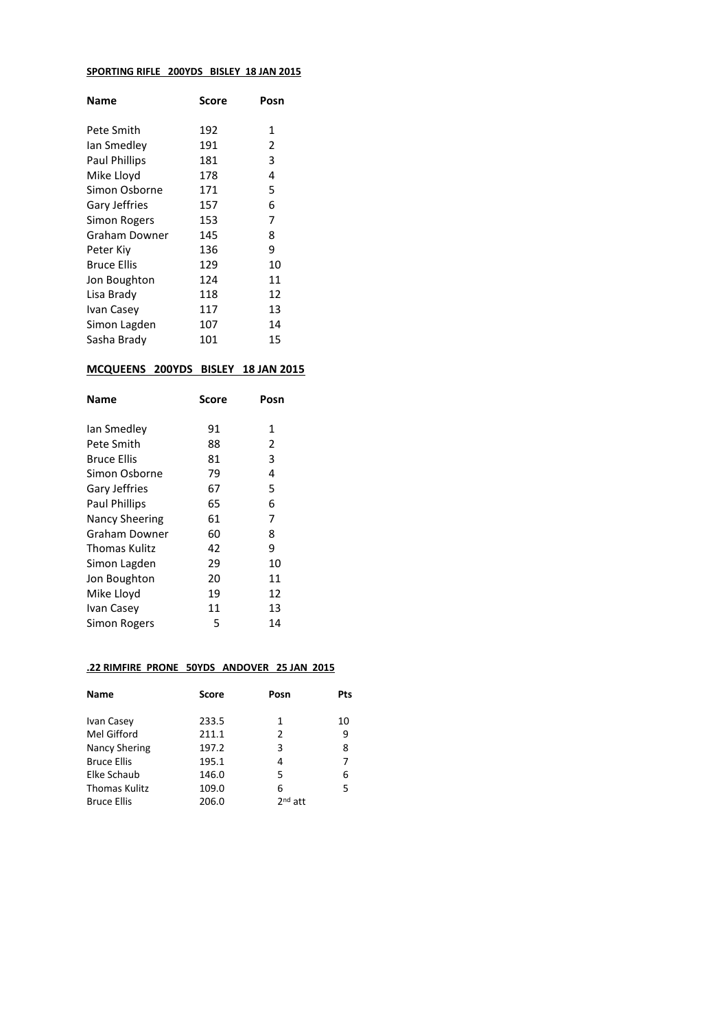**SPORTING RIFLE 200YDS BISLEY 18 JAN 2015**

| Name | Score | Posn |
|---|---|---|
| Pete Smith | 192 | 1 |
| Ian Smedley | 191 | 2 |
| Paul Phillips | 181 | 3 |
| Mike Lloyd | 178 | 4 |
| Simon Osborne | 171 | 5 |
| Gary Jeffries | 157 | 6 |
| Simon Rogers | 153 | 7 |
| Graham Downer | 145 | 8 |
| Peter Kiy | 136 | 9 |
| Bruce Ellis | 129 | 10 |
| Jon Boughton | 124 | 11 |
| Lisa Brady | 118 | 12 |
| Ivan Casey | 117 | 13 |
| Simon Lagden | 107 | 14 |
| Sasha Brady | 101 | 15 |

**MCQUEENS 200YDS BISLEY 18 JAN 2015**

| Name | Score | Posn |
|---|---|---|
| Ian Smedley | 91 | 1 |
| Pete Smith | 88 | 2 |
| Bruce Ellis | 81 | 3 |
| Simon Osborne | 79 | 4 |
| Gary Jeffries | 67 | 5 |
| Paul Phillips | 65 | 6 |
| Nancy Sheering | 61 | 7 |
| Graham Downer | 60 | 8 |
| Thomas Kulitz | 42 | 9 |
| Simon Lagden | 29 | 10 |
| Jon Boughton | 20 | 11 |
| Mike Lloyd | 19 | 12 |
| Ivan Casey | 11 | 13 |
| Simon Rogers | 5 | 14 |

**.22 RIMFIRE PRONE 50YDS ANDOVER 25 JAN 2015**

| Name | Score | Posn | Pts |
|---|---|---|---|
| Ivan Casey | 233.5 | 1 | 10 |
| Mel Gifford | 211.1 | 2 | 9 |
| Nancy Shering | 197.2 | 3 | 8 |
| Bruce Ellis | 195.1 | 4 | 7 |
| Elke Schaub | 146.0 | 5 | 6 |
| Thomas Kulitz | 109.0 | 6 | 5 |
| Bruce Ellis | 206.0 | 2nd att | |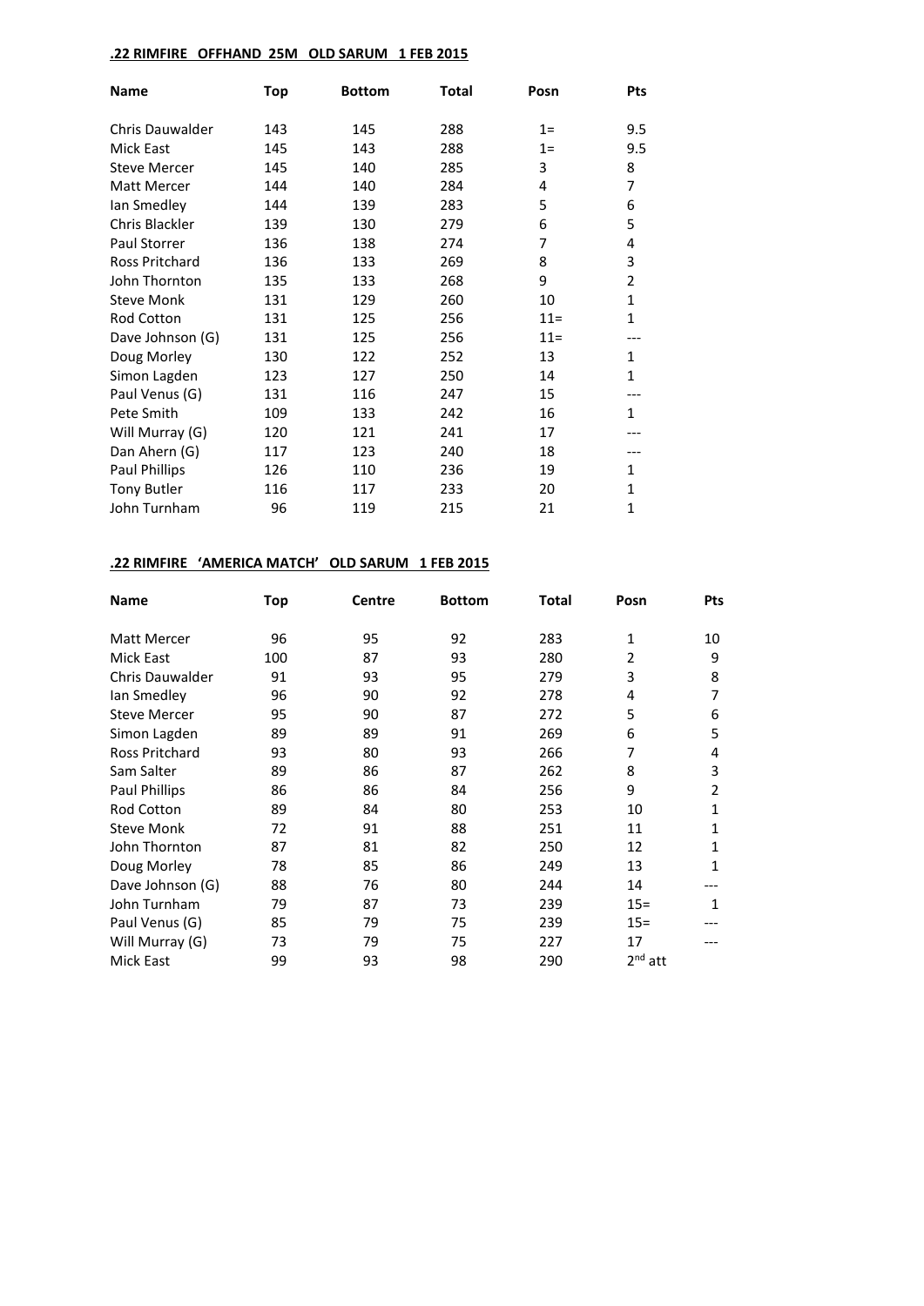**.22 RIMFIRE OFFHAND 25M OLD SARUM 1 FEB 2015**

| Name | Top | Bottom | Total | Posn | Pts |
|---|---|---|---|---|---|
| Chris Dauwalder | 143 | 145 | 288 | 1= | 9.5 |
| Mick East | 145 | 143 | 288 | 1= | 9.5 |
| Steve Mercer | 145 | 140 | 285 | 3 | 8 |
| Matt Mercer | 144 | 140 | 284 | 4 | 7 |
| Ian Smedley | 144 | 139 | 283 | 5 | 6 |
| Chris Blackler | 139 | 130 | 279 | 6 | 5 |
| Paul Storrer | 136 | 138 | 274 | 7 | 4 |
| Ross Pritchard | 136 | 133 | 269 | 8 | 3 |
| John Thornton | 135 | 133 | 268 | 9 | 2 |
| Steve Monk | 131 | 129 | 260 | 10 | 1 |
| Rod Cotton | 131 | 125 | 256 | 11= | 1 |
| Dave Johnson (G) | 131 | 125 | 256 | 11= | --- |
| Doug Morley | 130 | 122 | 252 | 13 | 1 |
| Simon Lagden | 123 | 127 | 250 | 14 | 1 |
| Paul Venus (G) | 131 | 116 | 247 | 15 | --- |
| Pete Smith | 109 | 133 | 242 | 16 | 1 |
| Will Murray (G) | 120 | 121 | 241 | 17 | --- |
| Dan Ahern (G) | 117 | 123 | 240 | 18 | --- |
| Paul Phillips | 126 | 110 | 236 | 19 | 1 |
| Tony Butler | 116 | 117 | 233 | 20 | 1 |
| John Turnham | 96 | 119 | 215 | 21 | 1 |

**.22 RIMFIRE 'AMERICA MATCH' OLD SARUM 1 FEB 2015**

| Name | Top | Centre | Bottom | Total | Posn | Pts |
|---|---|---|---|---|---|---|
| Matt Mercer | 96 | 95 | 92 | 283 | 1 | 10 |
| Mick East | 100 | 87 | 93 | 280 | 2 | 9 |
| Chris Dauwalder | 91 | 93 | 95 | 279 | 3 | 8 |
| Ian Smedley | 96 | 90 | 92 | 278 | 4 | 7 |
| Steve Mercer | 95 | 90 | 87 | 272 | 5 | 6 |
| Simon Lagden | 89 | 89 | 91 | 269 | 6 | 5 |
| Ross Pritchard | 93 | 80 | 93 | 266 | 7 | 4 |
| Sam Salter | 89 | 86 | 87 | 262 | 8 | 3 |
| Paul Phillips | 86 | 86 | 84 | 256 | 9 | 2 |
| Rod Cotton | 89 | 84 | 80 | 253 | 10 | 1 |
| Steve Monk | 72 | 91 | 88 | 251 | 11 | 1 |
| John Thornton | 87 | 81 | 82 | 250 | 12 | 1 |
| Doug Morley | 78 | 85 | 86 | 249 | 13 | 1 |
| Dave Johnson (G) | 88 | 76 | 80 | 244 | 14 | --- |
| John Turnham | 79 | 87 | 73 | 239 | 15= | 1 |
| Paul Venus (G) | 85 | 79 | 75 | 239 | 15= | --- |
| Will Murray (G) | 73 | 79 | 75 | 227 | 17 | --- |
| Mick East | 99 | 93 | 98 | 290 | 2nd att | |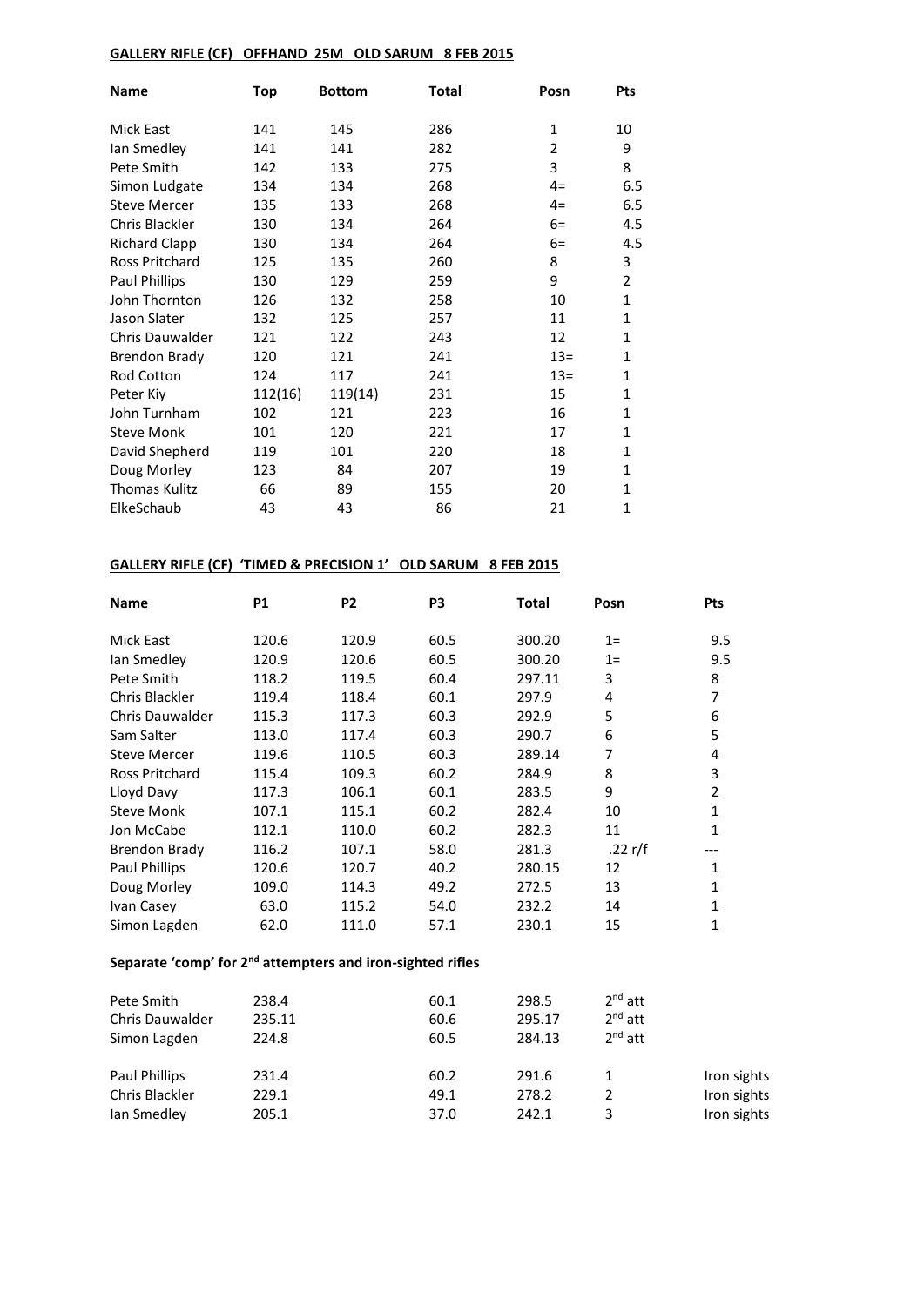**GALLERY RIFLE (CF) OFFHAND 25M OLD SARUM 8 FEB 2015**

| Name | Top | Bottom | Total | Posn | Pts |
|---|---|---|---|---|---|
| Mick East | 141 | 145 | 286 | 1 | 10 |
| Ian Smedley | 141 | 141 | 282 | 2 | 9 |
| Pete Smith | 142 | 133 | 275 | 3 | 8 |
| Simon Ludgate | 134 | 134 | 268 | 4= | 6.5 |
| Steve Mercer | 135 | 133 | 268 | 4= | 6.5 |
| Chris Blackler | 130 | 134 | 264 | 6= | 4.5 |
| Richard Clapp | 130 | 134 | 264 | 6= | 4.5 |
| Ross Pritchard | 125 | 135 | 260 | 8 | 3 |
| Paul Phillips | 130 | 129 | 259 | 9 | 2 |
| John Thornton | 126 | 132 | 258 | 10 | 1 |
| Jason Slater | 132 | 125 | 257 | 11 | 1 |
| Chris Dauwalder | 121 | 122 | 243 | 12 | 1 |
| Brendon Brady | 120 | 121 | 241 | 13= | 1 |
| Rod Cotton | 124 | 117 | 241 | 13= | 1 |
| Peter Kiy | 112(16) | 119(14) | 231 | 15 | 1 |
| John Turnham | 102 | 121 | 223 | 16 | 1 |
| Steve Monk | 101 | 120 | 221 | 17 | 1 |
| David Shepherd | 119 | 101 | 220 | 18 | 1 |
| Doug Morley | 123 | 84 | 207 | 19 | 1 |
| Thomas Kulitz | 66 | 89 | 155 | 20 | 1 |
| ElkeSchaub | 43 | 43 | 86 | 21 | 1 |

**GALLERY RIFLE (CF) 'TIMED & PRECISION 1' OLD SARUM 8 FEB 2015**

| Name | P1 | P2 | P3 | Total | Posn | Pts |
|---|---|---|---|---|---|---|
| Mick East | 120.6 | 120.9 | 60.5 | 300.20 | 1= | 9.5 |
| Ian Smedley | 120.9 | 120.6 | 60.5 | 300.20 | 1= | 9.5 |
| Pete Smith | 118.2 | 119.5 | 60.4 | 297.11 | 3 | 8 |
| Chris Blackler | 119.4 | 118.4 | 60.1 | 297.9 | 4 | 7 |
| Chris Dauwalder | 115.3 | 117.3 | 60.3 | 292.9 | 5 | 6 |
| Sam Salter | 113.0 | 117.4 | 60.3 | 290.7 | 6 | 5 |
| Steve Mercer | 119.6 | 110.5 | 60.3 | 289.14 | 7 | 4 |
| Ross Pritchard | 115.4 | 109.3 | 60.2 | 284.9 | 8 | 3 |
| Lloyd Davy | 117.3 | 106.1 | 60.1 | 283.5 | 9 | 2 |
| Steve Monk | 107.1 | 115.1 | 60.2 | 282.4 | 10 | 1 |
| Jon McCabe | 112.1 | 110.0 | 60.2 | 282.3 | 11 | 1 |
| Brendon Brady | 116.2 | 107.1 | 58.0 | 281.3 | .22 r/f | --- |
| Paul Phillips | 120.6 | 120.7 | 40.2 | 280.15 | 12 | 1 |
| Doug Morley | 109.0 | 114.3 | 49.2 | 272.5 | 13 | 1 |
| Ivan Casey | 63.0 | 115.2 | 54.0 | 232.2 | 14 | 1 |
| Simon Lagden | 62.0 | 111.0 | 57.1 | 230.1 | 15 | 1 |

**Separate 'comp' for 2nd attempters and iron-sighted rifles**

| Name | P1 | P2 | P3 | Total | Posn | Pts |
|---|---|---|---|---|---|---|
| Pete Smith | 238.4 | | 60.1 | 298.5 | 2nd att | |
| Chris Dauwalder | 235.11 | | 60.6 | 295.17 | 2nd att | |
| Simon Lagden | 224.8 | | 60.5 | 284.13 | 2nd att | |
| Paul Phillips | 231.4 | | 60.2 | 291.6 | 1 | Iron sights |
| Chris Blackler | 229.1 | | 49.1 | 278.2 | 2 | Iron sights |
| Ian Smedley | 205.1 | | 37.0 | 242.1 | 3 | Iron sights |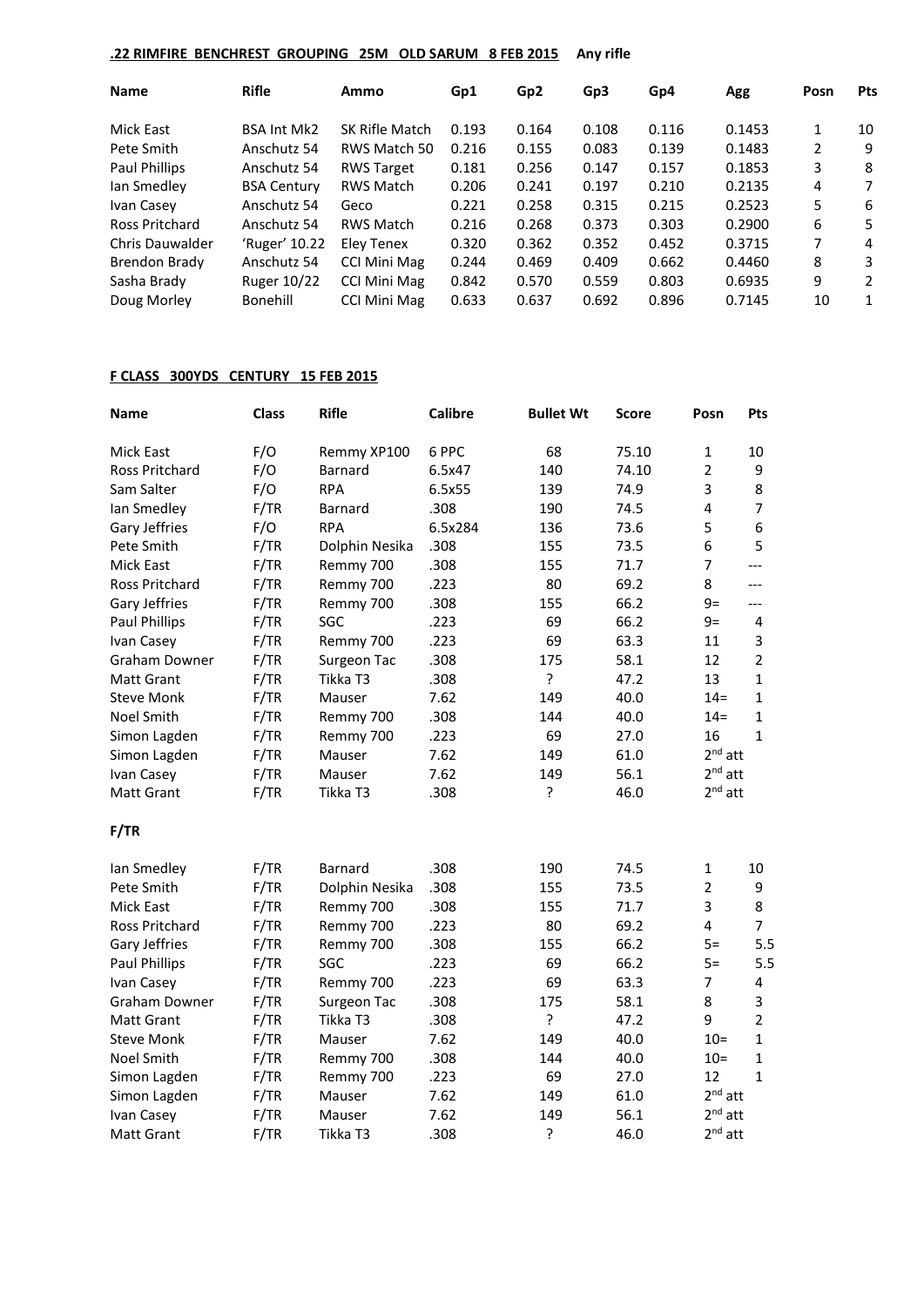**.22 RIMFIRE BENCHREST GROUPING 25M OLD SARUM 8 FEB 2015** **Any rifle**

| Name | Rifle | Ammo | Gp1 | Gp2 | Gp3 | Gp4 | Agg | Posn | Pts |
|---|---|---|---|---|---|---|---|---|---|
| Mick East | BSA Int Mk2 | SK Rifle Match | 0.193 | 0.164 | 0.108 | 0.116 | 0.1453 | 1 | 10 |
| Pete Smith | Anschutz 54 | RWS Match 50 | 0.216 | 0.155 | 0.083 | 0.139 | 0.1483 | 2 | 9 |
| Paul Phillips | Anschutz 54 | RWS Target | 0.181 | 0.256 | 0.147 | 0.157 | 0.1853 | 3 | 8 |
| Ian Smedley | BSA Century | RWS Match | 0.206 | 0.241 | 0.197 | 0.210 | 0.2135 | 4 | 7 |
| Ivan Casey | Anschutz 54 | Geco | 0.221 | 0.258 | 0.315 | 0.215 | 0.2523 | 5 | 6 |
| Ross Pritchard | Anschutz 54 | RWS Match | 0.216 | 0.268 | 0.373 | 0.303 | 0.2900 | 6 | 5 |
| Chris Dauwalder | 'Ruger' 10.22 | Eley Tenex | 0.320 | 0.362 | 0.352 | 0.452 | 0.3715 | 7 | 4 |
| Brendon Brady | Anschutz 54 | CCI Mini Mag | 0.244 | 0.469 | 0.409 | 0.662 | 0.4460 | 8 | 3 |
| Sasha Brady | Ruger 10/22 | CCI Mini Mag | 0.842 | 0.570 | 0.559 | 0.803 | 0.6935 | 9 | 2 |
| Doug Morley | Bonehill | CCI Mini Mag | 0.633 | 0.637 | 0.692 | 0.896 | 0.7145 | 10 | 1 |

**F CLASS 300YDS CENTURY 15 FEB 2015**

| Name | Class | Rifle | Calibre | Bullet Wt | Score | Posn | Pts |
|---|---|---|---|---|---|---|---|
| Mick East | F/O | Remmy XP100 | 6 PPC | 68 | 75.10 | 1 | 10 |
| Ross Pritchard | F/O | Barnard | 6.5x47 | 140 | 74.10 | 2 | 9 |
| Sam Salter | F/O | RPA | 6.5x55 | 139 | 74.9 | 3 | 8 |
| Ian Smedley | F/TR | Barnard | .308 | 190 | 74.5 | 4 | 7 |
| Gary Jeffries | F/O | RPA | 6.5x284 | 136 | 73.6 | 5 | 6 |
| Pete Smith | F/TR | Dolphin Nesika | .308 | 155 | 73.5 | 6 | 5 |
| Mick East | F/TR | Remmy 700 | .308 | 155 | 71.7 | 7 | --- |
| Ross Pritchard | F/TR | Remmy 700 | .223 | 80 | 69.2 | 8 | --- |
| Gary Jeffries | F/TR | Remmy 700 | .308 | 155 | 66.2 | 9= | --- |
| Paul Phillips | F/TR | SGC | .223 | 69 | 66.2 | 9= | 4 |
| Ivan Casey | F/TR | Remmy 700 | .223 | 69 | 63.3 | 11 | 3 |
| Graham Downer | F/TR | Surgeon Tac | .308 | 175 | 58.1 | 12 | 2 |
| Matt Grant | F/TR | Tikka T3 | .308 | ? | 47.2 | 13 | 1 |
| Steve Monk | F/TR | Mauser | 7.62 | 149 | 40.0 | 14= | 1 |
| Noel Smith | F/TR | Remmy 700 | .308 | 144 | 40.0 | 14= | 1 |
| Simon Lagden | F/TR | Remmy 700 | .223 | 69 | 27.0 | 16 | 1 |
| Simon Lagden | F/TR | Mauser | 7.62 | 149 | 61.0 | 2nd att | |
| Ivan Casey | F/TR | Mauser | 7.62 | 149 | 56.1 | 2nd att | |
| Matt Grant | F/TR | Tikka T3 | .308 | ? | 46.0 | 2nd att | |

**F/TR**

| Name | Class | Rifle | Calibre | Bullet Wt | Score | Posn | Pts |
|---|---|---|---|---|---|---|---|
| Ian Smedley | F/TR | Barnard | .308 | 190 | 74.5 | 1 | 10 |
| Pete Smith | F/TR | Dolphin Nesika | .308 | 155 | 73.5 | 2 | 9 |
| Mick East | F/TR | Remmy 700 | .308 | 155 | 71.7 | 3 | 8 |
| Ross Pritchard | F/TR | Remmy 700 | .223 | 80 | 69.2 | 4 | 7 |
| Gary Jeffries | F/TR | Remmy 700 | .308 | 155 | 66.2 | 5= | 5.5 |
| Paul Phillips | F/TR | SGC | .223 | 69 | 66.2 | 5= | 5.5 |
| Ivan Casey | F/TR | Remmy 700 | .223 | 69 | 63.3 | 7 | 4 |
| Graham Downer | F/TR | Surgeon Tac | .308 | 175 | 58.1 | 8 | 3 |
| Matt Grant | F/TR | Tikka T3 | .308 | ? | 47.2 | 9 | 2 |
| Steve Monk | F/TR | Mauser | 7.62 | 149 | 40.0 | 10= | 1 |
| Noel Smith | F/TR | Remmy 700 | .308 | 144 | 40.0 | 10= | 1 |
| Simon Lagden | F/TR | Remmy 700 | .223 | 69 | 27.0 | 12 | 1 |
| Simon Lagden | F/TR | Mauser | 7.62 | 149 | 61.0 | 2nd att | |
| Ivan Casey | F/TR | Mauser | 7.62 | 149 | 56.1 | 2nd att | |
| Matt Grant | F/TR | Tikka T3 | .308 | ? | 46.0 | 2nd att | |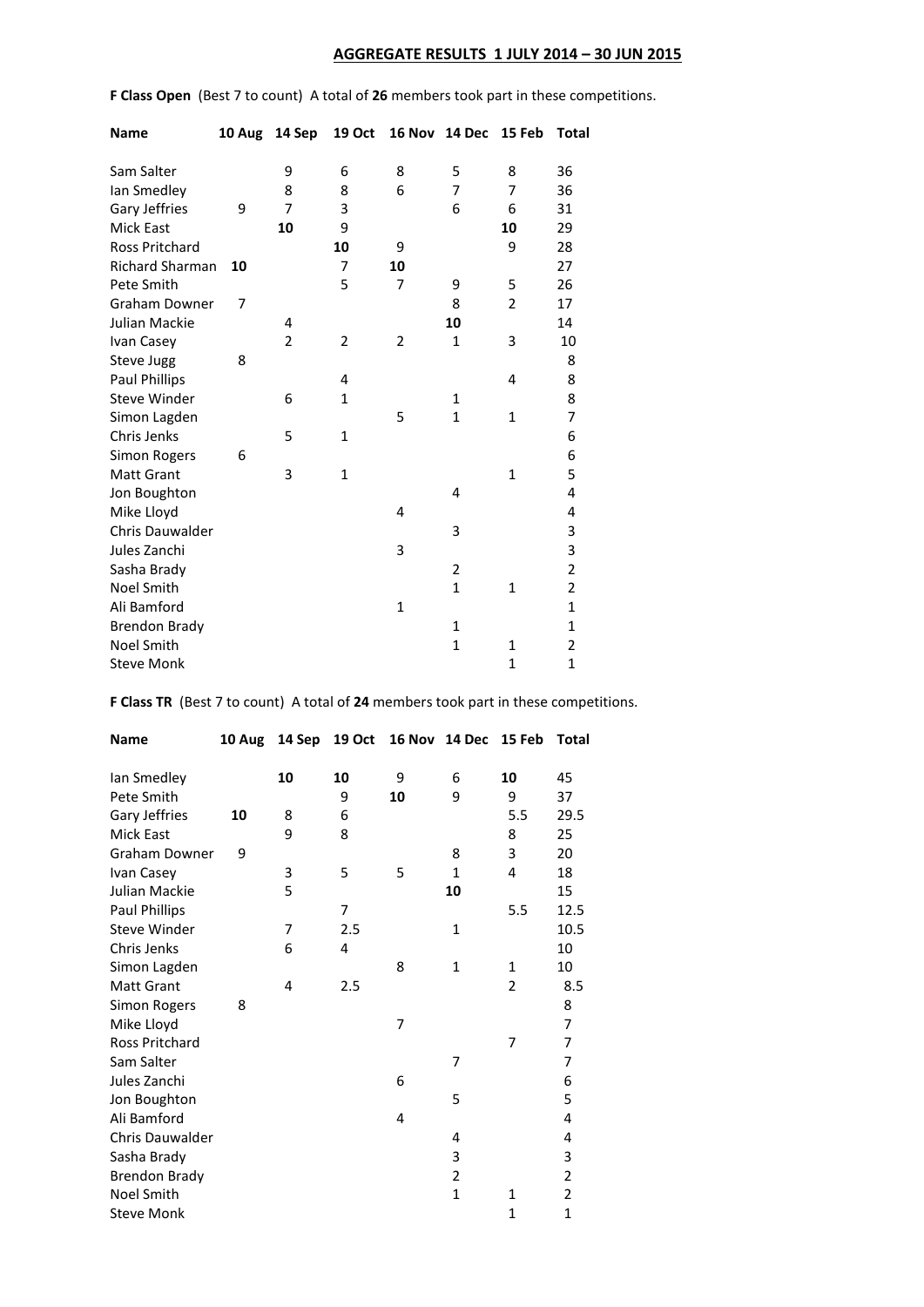## AGGREGATE RESULTS 1 JULY 2014 – 30 JUN 2015

**F Class Open** (Best 7 to count) A total of **26** members took part in these competitions.

| Name | 10 Aug | 14 Sep | 19 Oct | 16 Nov | 14 Dec | 15 Feb | Total |
|---|---|---|---|---|---|---|---|
| Sam Salter | | 9 | 6 | 8 | 5 | 8 | 36 |
| Ian Smedley | | 8 | 8 | 6 | 7 | 7 | 36 |
| Gary Jeffries | 9 | 7 | 3 | | 6 | 6 | 31 |
| Mick East | | **10** | 9 | | | **10** | 29 |
| Ross Pritchard | | | **10** | 9 | | 9 | 28 |
| Richard Sharman | **10** | | 7 | **10** | | | 27 |
| Pete Smith | | | 5 | 7 | 9 | 5 | 26 |
| Graham Downer | 7 | | | | 8 | 2 | 17 |
| Julian Mackie | | 4 | | | **10** | | 14 |
| Ivan Casey | | 2 | 2 | 2 | 1 | 3 | 10 |
| Steve Jugg | 8 | | | | | | 8 |
| Paul Phillips | | | 4 | | | 4 | 8 |
| Steve Winder | | 6 | 1 | | 1 | | 8 |
| Simon Lagden | | | | 5 | 1 | 1 | 7 |
| Chris Jenks | | 5 | 1 | | | | 6 |
| Simon Rogers | 6 | | | | | | 6 |
| Matt Grant | | 3 | 1 | | | 1 | 5 |
| Jon Boughton | | | | | 4 | | 4 |
| Mike Lloyd | | | | 4 | | | 4 |
| Chris Dauwalder | | | | | 3 | | 3 |
| Jules Zanchi | | | | 3 | | | 3 |
| Sasha Brady | | | | | 2 | | 2 |
| Noel Smith | | | | | 1 | 1 | 2 |
| Ali Bamford | | | | 1 | | | 1 |
| Brendon Brady | | | | | 1 | | 1 |
| Noel Smith | | | | | 1 | 1 | 2 |
| Steve Monk | | | | | | 1 | 1 |

**F Class TR** (Best 7 to count) A total of **24** members took part in these competitions.

| Name | 10 Aug | 14 Sep | 19 Oct | 16 Nov | 14 Dec | 15 Feb | Total |
|---|---|---|---|---|---|---|---|
| Ian Smedley | | **10** | **10** | 9 | 6 | **10** | 45 |
| Pete Smith | | | 9 | **10** | 9 | 9 | 37 |
| Gary Jeffries | **10** | 8 | 6 | | | 5.5 | 29.5 |
| Mick East | | 9 | 8 | | | 8 | 25 |
| Graham Downer | 9 | | | | 8 | 3 | 20 |
| Ivan Casey | | 3 | 5 | 5 | 1 | 4 | 18 |
| Julian Mackie | | 5 | | | **10** | | 15 |
| Paul Phillips | | | 7 | | | 5.5 | 12.5 |
| Steve Winder | | 7 | 2.5 | | 1 | | 10.5 |
| Chris Jenks | | 6 | 4 | | | | 10 |
| Simon Lagden | | | | 8 | 1 | 1 | 10 |
| Matt Grant | | 4 | 2.5 | | | 2 | 8.5 |
| Simon Rogers | 8 | | | | | | 8 |
| Mike Lloyd | | | | 7 | | | 7 |
| Ross Pritchard | | | | | | 7 | 7 |
| Sam Salter | | | | | 7 | | 7 |
| Jules Zanchi | | | | 6 | | | 6 |
| Jon Boughton | | | | | 5 | | 5 |
| Ali Bamford | | | | 4 | | | 4 |
| Chris Dauwalder | | | | | 4 | | 4 |
| Sasha Brady | | | | | 3 | | 3 |
| Brendon Brady | | | | | 2 | | 2 |
| Noel Smith | | | | | 1 | 1 | 2 |
| Steve Monk | | | | | | 1 | 1 |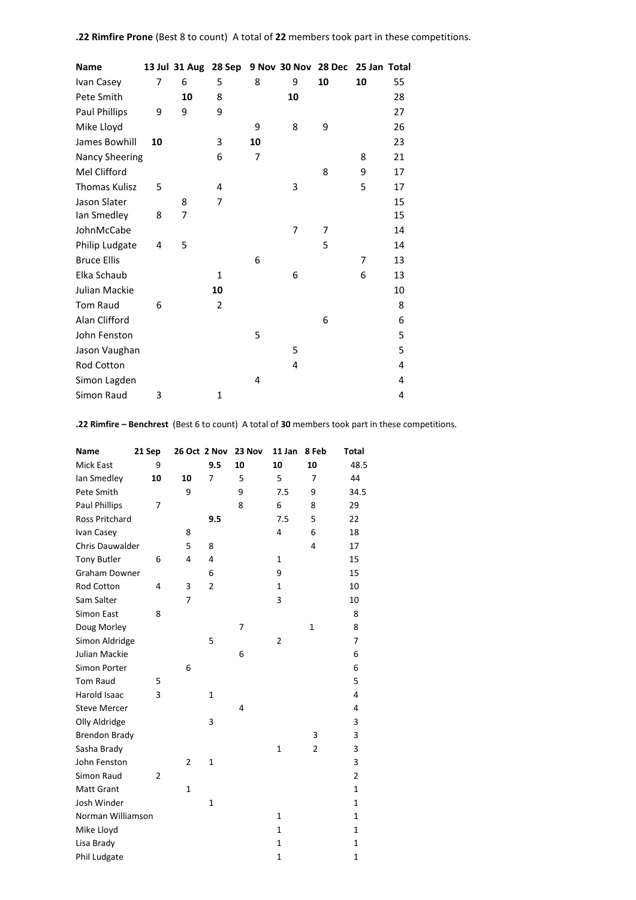**.22 Rimfire Prone** (Best 8 to count) A total of **22** members took part in these competitions.

| Name | 13 Jul | 31 Aug | 28 Sep | 9 Nov | 30 Nov | 28 Dec | 25 Jan | Total |
|---|---|---|---|---|---|---|---|---|
| Ivan Casey | 7 | 6 | 5 | 8 | 9 | **10** | **10** | 55 |
| Pete Smith | | **10** | 8 | | **10** | | | 28 |
| Paul Phillips | 9 | 9 | 9 | | | | | 27 |
| Mike Lloyd | | | | 9 | 8 | 9 | | 26 |
| James Bowhill | **10** | | 3 | **10** | | | | 23 |
| Nancy Sheering | | | 6 | 7 | | | 8 | 21 |
| Mel Clifford | | | | | | 8 | 9 | 17 |
| Thomas Kulisz | 5 | | 4 | | 3 | | 5 | 17 |
| Jason Slater | | 8 | 7 | | | | | 15 |
| Ian Smedley | 8 | 7 | | | | | | 15 |
| JohnMcCabe | | | | | 7 | 7 | | 14 |
| Philip Ludgate | 4 | 5 | | | | 5 | | 14 |
| Bruce Ellis | | | | 6 | | | 7 | 13 |
| Elka Schaub | | | 1 | | 6 | | 6 | 13 |
| Julian Mackie | | | **10** | | | | | 10 |
| Tom Raud | 6 | | 2 | | | | | 8 |
| Alan Clifford | | | | | | 6 | | 6 |
| John Fenston | | | | 5 | | | | 5 |
| Jason Vaughan | | | | | 5 | | | 5 |
| Rod Cotton | | | | | 4 | | | 4 |
| Simon Lagden | | | | 4 | | | | 4 |
| Simon Raud | 3 | | 1 | | | | | 4 |

**.22 Rimfire – Benchrest** (Best 6 to count) A total of **30** members took part in these competitions.

| Name | 21 Sep | 26 Oct | 2 Nov | 23 Nov | 11 Jan | 8 Feb | Total |
|---|---|---|---|---|---|---|---|
| Mick East | 9 | | **9.5** | **10** | **10** | **10** | 48.5 |
| Ian Smedley | **10** | **10** | 7 | 5 | 5 | 7 | 44 |
| Pete Smith | | 9 | | 9 | 7.5 | 9 | 34.5 |
| Paul Phillips | 7 | | | 8 | 6 | 8 | 29 |
| Ross Pritchard | | | **9.5** | | 7.5 | 5 | 22 |
| Ivan Casey | | 8 | | | 4 | 6 | 18 |
| Chris Dauwalder | | 5 | 8 | | | 4 | 17 |
| Tony Butler | 6 | 4 | 4 | | 1 | | 15 |
| Graham Downer | | | 6 | | 9 | | 15 |
| Rod Cotton | 4 | 3 | 2 | | 1 | | 10 |
| Sam Salter | | 7 | | | 3 | | 10 |
| Simon East | 8 | | | | | | 8 |
| Doug Morley | | | | 7 | | 1 | 8 |
| Simon Aldridge | | | 5 | | 2 | | 7 |
| Julian Mackie | | | | 6 | | | 6 |
| Simon Porter | | 6 | | | | | 6 |
| Tom Raud | 5 | | | | | | 5 |
| Harold Isaac | 3 | | 1 | | | | 4 |
| Steve Mercer | | | | 4 | | | 4 |
| Olly Aldridge | | | 3 | | | | 3 |
| Brendon Brady | | | | | | 3 | 3 |
| Sasha Brady | | | | | 1 | 2 | 3 |
| John Fenston | | 2 | 1 | | | | 3 |
| Simon Raud | 2 | | | | | | 2 |
| Matt Grant | | 1 | | | | | 1 |
| Josh Winder | | | 1 | | | | 1 |
| Norman Williamson | | | | | 1 | | 1 |
| Mike Lloyd | | | | | 1 | | 1 |
| Lisa Brady | | | | | 1 | | 1 |
| Phil Ludgate | | | | | 1 | | 1 |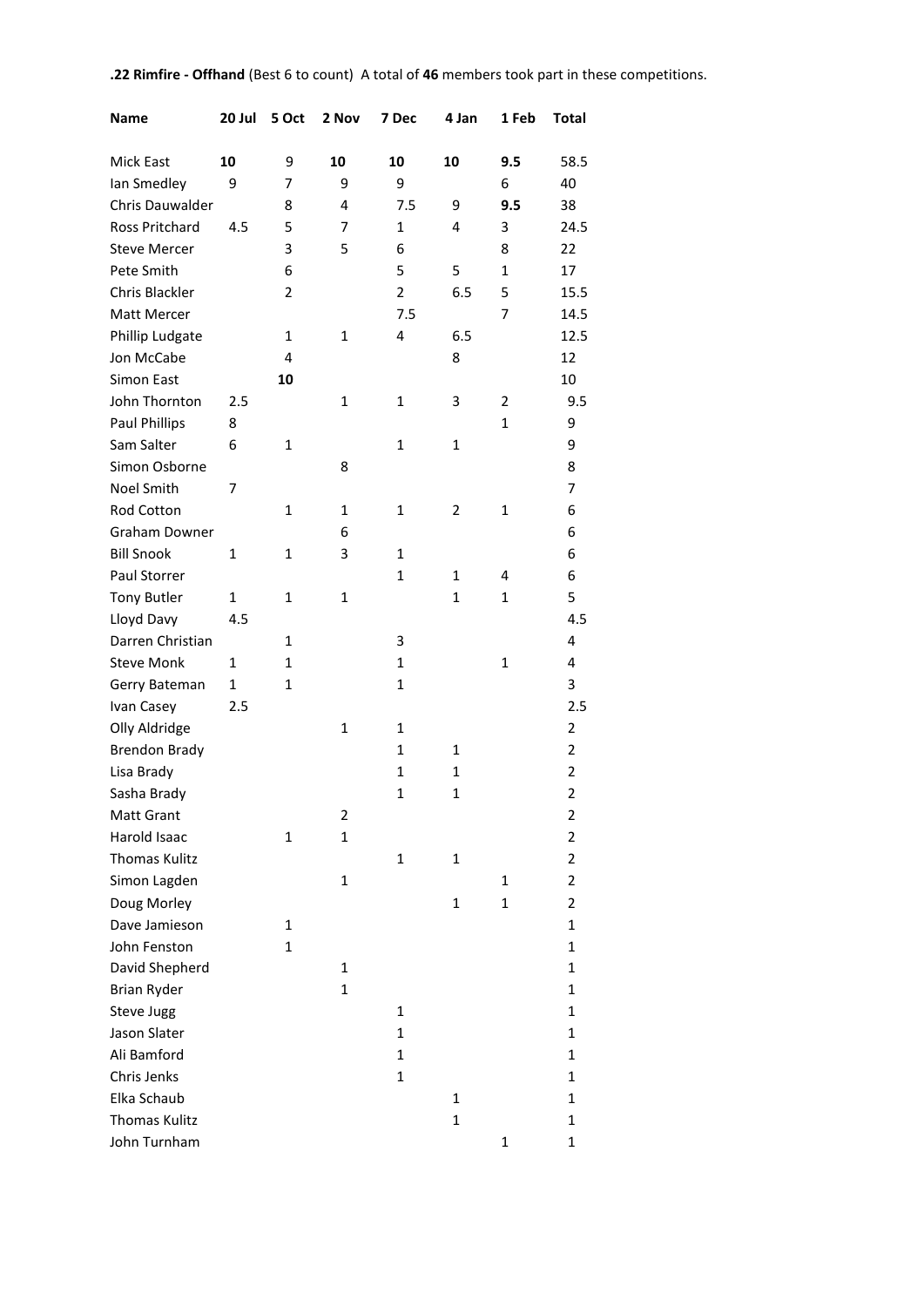**.22 Rimfire - Offhand** (Best 6 to count) A total of **46** members took part in these competitions.

| **Name** | **20 Jul** | **5 Oct** | **2 Nov** | **7 Dec** | **4 Jan** | **1 Feb** | **Total** |
|---|---|---|---|---|---|---|---|
| Mick East | **10** | 9 | **10** | **10** | **10** | **9.5** | 58.5 |
| Ian Smedley | 9 | 7 | 9 | 9 | | 6 | 40 |
| Chris Dauwalder | | 8 | 4 | 7.5 | 9 | **9.5** | 38 |
| Ross Pritchard | 4.5 | 5 | 7 | 1 | 4 | 3 | 24.5 |
| Steve Mercer | | 3 | 5 | 6 | | 8 | 22 |
| Pete Smith | | 6 | | 5 | 5 | 1 | 17 |
| Chris Blackler | | 2 | | 2 | 6.5 | 5 | 15.5 |
| Matt Mercer | | | | 7.5 | | 7 | 14.5 |
| Phillip Ludgate | | 1 | 1 | 4 | 6.5 | | 12.5 |
| Jon McCabe | | 4 | | | 8 | | 12 |
| Simon East | | **10** | | | | | 10 |
| John Thornton | 2.5 | | 1 | 1 | 3 | 2 | 9.5 |
| Paul Phillips | 8 | | | | | 1 | 9 |
| Sam Salter | 6 | 1 | | 1 | 1 | | 9 |
| Simon Osborne | | | 8 | | | | 8 |
| Noel Smith | 7 | | | | | | 7 |
| Rod Cotton | | 1 | 1 | 1 | 2 | 1 | 6 |
| Graham Downer | | | 6 | | | | 6 |
| Bill Snook | 1 | 1 | 3 | 1 | | | 6 |
| Paul Storrer | | | | 1 | 1 | 4 | 6 |
| Tony Butler | 1 | 1 | 1 | | 1 | 1 | 5 |
| Lloyd Davy | 4.5 | | | | | | 4.5 |
| Darren Christian | | 1 | | 3 | | | 4 |
| Steve Monk | 1 | 1 | | 1 | | 1 | 4 |
| Gerry Bateman | 1 | 1 | | 1 | | | 3 |
| Ivan Casey | 2.5 | | | | | | 2.5 |
| Olly Aldridge | | | 1 | 1 | | | 2 |
| Brendon Brady | | | | 1 | 1 | | 2 |
| Lisa Brady | | | | 1 | 1 | | 2 |
| Sasha Brady | | | | 1 | 1 | | 2 |
| Matt Grant | | | 2 | | | | 2 |
| Harold Isaac | | 1 | 1 | | | | 2 |
| Thomas Kulitz | | | | 1 | 1 | | 2 |
| Simon Lagden | | | 1 | | | 1 | 2 |
| Doug Morley | | | | | 1 | 1 | 2 |
| Dave Jamieson | | 1 | | | | | 1 |
| John Fenston | | 1 | | | | | 1 |
| David Shepherd | | | 1 | | | | 1 |
| Brian Ryder | | | 1 | | | | 1 |
| Steve Jugg | | | | 1 | | | 1 |
| Jason Slater | | | | 1 | | | 1 |
| Ali Bamford | | | | 1 | | | 1 |
| Chris Jenks | | | | 1 | | | 1 |
| Elka Schaub | | | | | 1 | | 1 |
| Thomas Kulitz | | | | | 1 | | 1 |
| John Turnham | | | | | | 1 | 1 |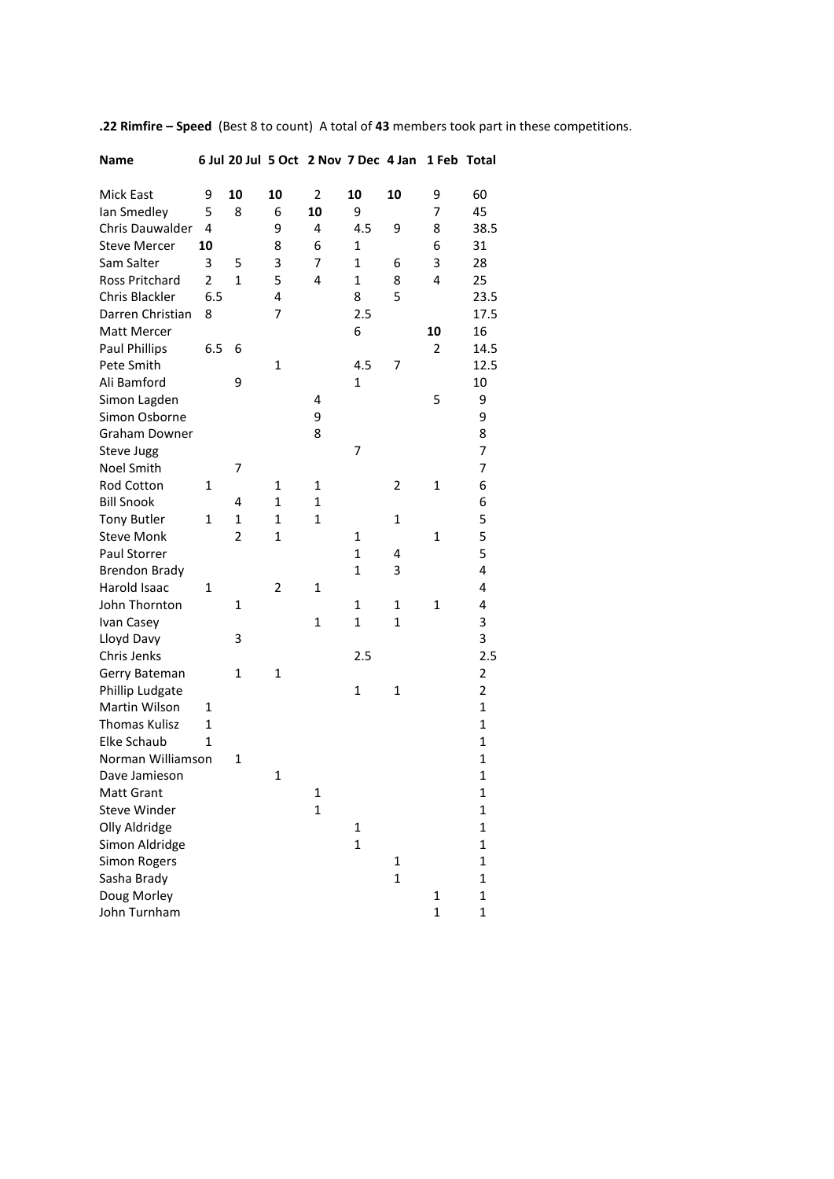**.22 Rimfire – Speed** (Best 8 to count) A total of **43** members took part in these competitions.

| Name | 6 Jul | 20 Jul | 5 Oct | 2 Nov | 7 Dec | 4 Jan | 1 Feb | Total |
|---|---|---|---|---|---|---|---|---|
| Mick East | 9 | **10** | **10** | 2 | **10** | **10** | 9 | 60 |
| Ian Smedley | 5 | 8 | 6 | **10** | 9 | | 7 | 45 |
| Chris Dauwalder | 4 | | 9 | 4 | 4.5 | 9 | 8 | 38.5 |
| Steve Mercer | **10** | | 8 | 6 | 1 | | 6 | 31 |
| Sam Salter | 3 | 5 | 3 | 7 | 1 | 6 | 3 | 28 |
| Ross Pritchard | 2 | 1 | 5 | 4 | 1 | 8 | 4 | 25 |
| Chris Blackler | 6.5 | | 4 | | 8 | 5 | | 23.5 |
| Darren Christian | 8 | | 7 | | 2.5 | | | 17.5 |
| Matt Mercer | | | | | 6 | | **10** | 16 |
| Paul Phillips | 6.5 | 6 | | | | | 2 | 14.5 |
| Pete Smith | | | 1 | | 4.5 | 7 | | 12.5 |
| Ali Bamford | | 9 | | | 1 | | | 10 |
| Simon Lagden | | | | 4 | | | 5 | 9 |
| Simon Osborne | | | | 9 | | | | 9 |
| Graham Downer | | | | 8 | | | | 8 |
| Steve Jugg | | | | | 7 | | | 7 |
| Noel Smith | | 7 | | | | | | 7 |
| Rod Cotton | 1 | | 1 | 1 | | 2 | 1 | 6 |
| Bill Snook | | 4 | 1 | 1 | | | | 6 |
| Tony Butler | 1 | 1 | 1 | 1 | | 1 | | 5 |
| Steve Monk | | 2 | 1 | | 1 | | 1 | 5 |
| Paul Storrer | | | | | 1 | 4 | | 5 |
| Brendon Brady | | | | | 1 | 3 | | 4 |
| Harold Isaac | 1 | | 2 | 1 | | | | 4 |
| John Thornton | | 1 | | | 1 | 1 | 1 | 4 |
| Ivan Casey | | | | 1 | 1 | 1 | | 3 |
| Lloyd Davy | | 3 | | | | | | 3 |
| Chris Jenks | | | | | 2.5 | | | 2.5 |
| Gerry Bateman | | 1 | 1 | | | | | 2 |
| Phillip Ludgate | | | | | 1 | 1 | | 2 |
| Martin Wilson | 1 | | | | | | | 1 |
| Thomas Kulisz | 1 | | | | | | | 1 |
| Elke Schaub | 1 | | | | | | | 1 |
| Norman Williamson | | 1 | | | | | | 1 |
| Dave Jamieson | | | 1 | | | | | 1 |
| Matt Grant | | | | 1 | | | | 1 |
| Steve Winder | | | | 1 | | | | 1 |
| Olly Aldridge | | | | | 1 | | | 1 |
| Simon Aldridge | | | | | 1 | | | 1 |
| Simon Rogers | | | | | | 1 | | 1 |
| Sasha Brady | | | | | | 1 | | 1 |
| Doug Morley | | | | | | | 1 | 1 |
| John Turnham | | | | | | | 1 | 1 |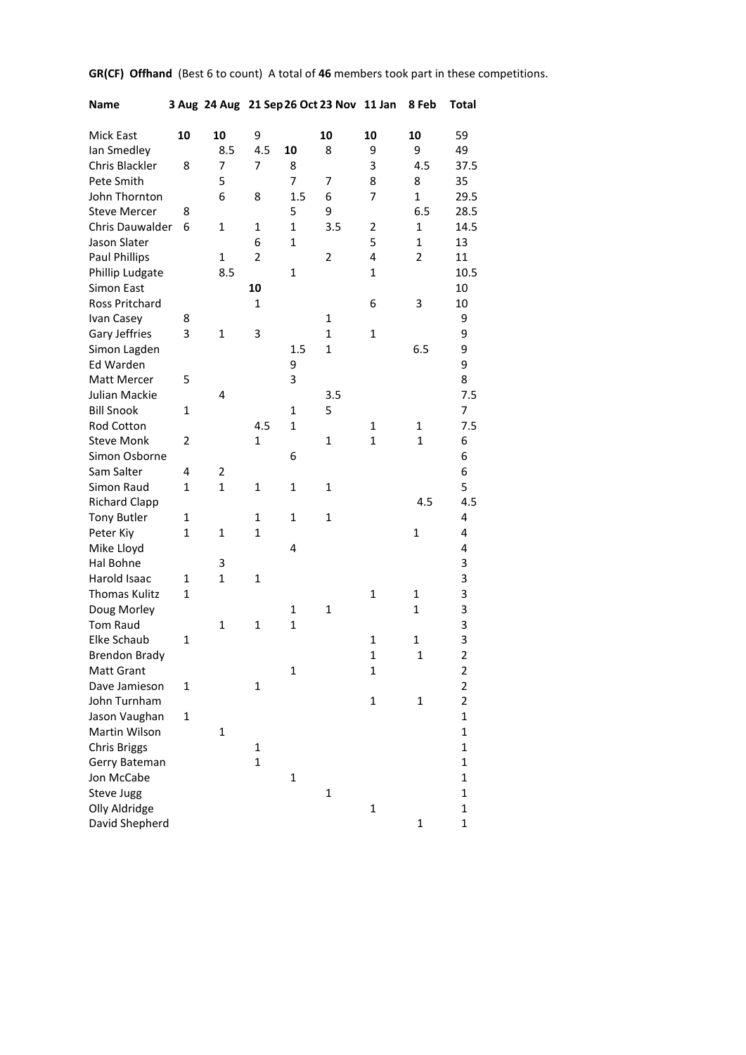**GR(CF) Offhand** (Best 6 to count) A total of **46** members took part in these competitions.

| Name | 3 Aug | 24 Aug | 21 Sep | 26 Oct | 23 Nov | 11 Jan | 8 Feb | Total |
|---|---|---|---|---|---|---|---|---|
| Mick East | **10** | **10** | 9 | | **10** | **10** | **10** | 59 |
| Ian Smedley | | 8.5 | 4.5 | **10** | 8 | 9 | 9 | 49 |
| Chris Blackler | 8 | 7 | 7 | 8 | | 3 | 4.5 | 37.5 |
| Pete Smith | | 5 | | 7 | 7 | 8 | 8 | 35 |
| John Thornton | | 6 | 8 | 1.5 | 6 | 7 | 1 | 29.5 |
| Steve Mercer | 8 | | | 5 | 9 | | 6.5 | 28.5 |
| Chris Dauwalder | 6 | 1 | 1 | 1 | 3.5 | 2 | 1 | 14.5 |
| Jason Slater | | | 6 | 1 | | 5 | 1 | 13 |
| Paul Phillips | | 1 | 2 | | 2 | 4 | 2 | 11 |
| Phillip Ludgate | | 8.5 | | 1 | | 1 | | 10.5 |
| Simon East | | | **10** | | | | | 10 |
| Ross Pritchard | | | 1 | | | 6 | 3 | 10 |
| Ivan Casey | 8 | | | | 1 | | | 9 |
| Gary Jeffries | 3 | 1 | 3 | | 1 | 1 | | 9 |
| Simon Lagden | | | | 1.5 | 1 | | 6.5 | 9 |
| Ed Warden | | | | 9 | | | | 9 |
| Matt Mercer | 5 | | | 3 | | | | 8 |
| Julian Mackie | | 4 | | | 3.5 | | | 7.5 |
| Bill Snook | 1 | | | 1 | 5 | | | 7 |
| Rod Cotton | | | 4.5 | 1 | | 1 | 1 | 7.5 |
| Steve Monk | 2 | | 1 | | 1 | 1 | 1 | 6 |
| Simon Osborne | | | | 6 | | | | 6 |
| Sam Salter | 4 | 2 | | | | | | 6 |
| Simon Raud | 1 | 1 | 1 | 1 | 1 | | | 5 |
| Richard Clapp | | | | | | | 4.5 | 4.5 |
| Tony Butler | 1 | | 1 | 1 | 1 | | | 4 |
| Peter Kiy | 1 | 1 | 1 | | | | 1 | 4 |
| Mike Lloyd | | | | 4 | | | | 4 |
| Hal Bohne | | 3 | | | | | | 3 |
| Harold Isaac | 1 | 1 | 1 | | | | | 3 |
| Thomas Kulitz | 1 | | | | | 1 | 1 | 3 |
| Doug Morley | | | | 1 | 1 | | 1 | 3 |
| Tom Raud | | 1 | 1 | 1 | | | | 3 |
| Elke Schaub | 1 | | | | | 1 | 1 | 3 |
| Brendon Brady | | | | | | 1 | 1 | 2 |
| Matt Grant | | | | 1 | | 1 | | 2 |
| Dave Jamieson | 1 | | 1 | | | | | 2 |
| John Turnham | | | | | | 1 | 1 | 2 |
| Jason Vaughan | 1 | | | | | | | 1 |
| Martin Wilson | | 1 | | | | | | 1 |
| Chris Briggs | | | 1 | | | | | 1 |
| Gerry Bateman | | | 1 | | | | | 1 |
| Jon McCabe | | | | 1 | | | | 1 |
| Steve Jugg | | | | | 1 | | | 1 |
| Olly Aldridge | | | | | | 1 | | 1 |
| David Shepherd | | | | | | | 1 | 1 |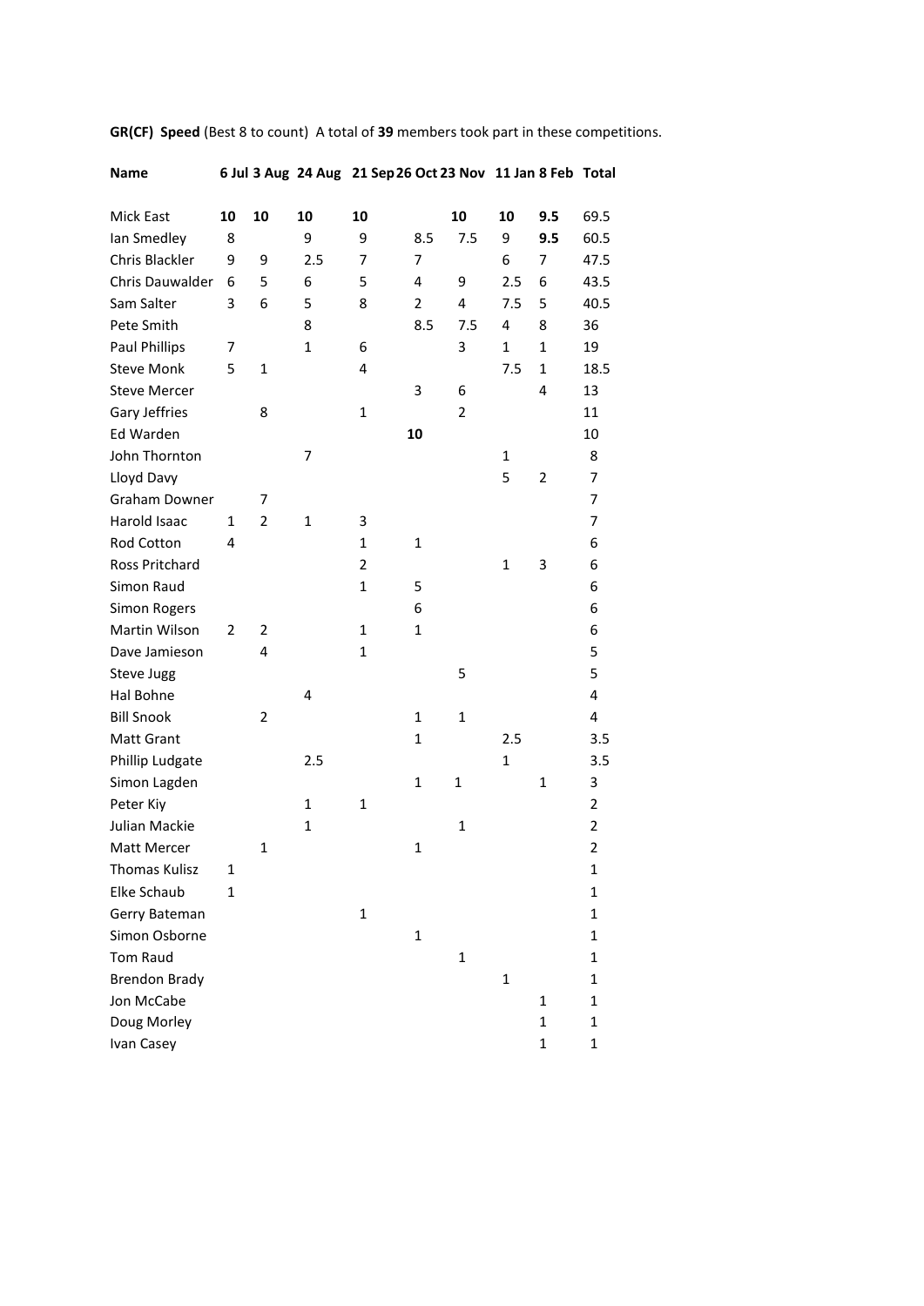**GR(CF) Speed** (Best 8 to count) A total of **39** members took part in these competitions.

| Name | 6 Jul | 3 Aug | 24 Aug | 21 Sep | 26 Oct | 23 Nov | 11 Jan | 8 Feb | Total |
|---|---|---|---|---|---|---|---|---|---|
| Mick East | **10** | **10** | **10** | **10** | | **10** | **10** | **9.5** | 69.5 |
| Ian Smedley | 8 | | 9 | 9 | 8.5 | 7.5 | 9 | **9.5** | 60.5 |
| Chris Blackler | 9 | 9 | 2.5 | 7 | 7 | | 6 | 7 | 47.5 |
| Chris Dauwalder | 6 | 5 | 6 | 5 | 4 | 9 | 2.5 | 6 | 43.5 |
| Sam Salter | 3 | 6 | 5 | 8 | 2 | 4 | 7.5 | 5 | 40.5 |
| Pete Smith | | | 8 | | 8.5 | 7.5 | 4 | 8 | 36 |
| Paul Phillips | 7 | | 1 | 6 | | 3 | 1 | 1 | 19 |
| Steve Monk | 5 | 1 | | 4 | | | 7.5 | 1 | 18.5 |
| Steve Mercer | | | | | 3 | 6 | | 4 | 13 |
| Gary Jeffries | | 8 | | 1 | | 2 | | | 11 |
| Ed Warden | | | | | **10** | | | | 10 |
| John Thornton | | | 7 | | | | 1 | | 8 |
| Lloyd Davy | | | | | | | 5 | 2 | 7 |
| Graham Downer | | 7 | | | | | | | 7 |
| Harold Isaac | 1 | 2 | 1 | 3 | | | | | 7 |
| Rod Cotton | 4 | | | 1 | 1 | | | | 6 |
| Ross Pritchard | | | | 2 | | | 1 | 3 | 6 |
| Simon Raud | | | | 1 | 5 | | | | 6 |
| Simon Rogers | | | | | 6 | | | | 6 |
| Martin Wilson | 2 | 2 | | 1 | 1 | | | | 6 |
| Dave Jamieson | | 4 | | 1 | | | | | 5 |
| Steve Jugg | | | | | | 5 | | | 5 |
| Hal Bohne | | | 4 | | | | | | 4 |
| Bill Snook | | 2 | | | 1 | 1 | | | 4 |
| Matt Grant | | | | | 1 | | 2.5 | | 3.5 |
| Phillip Ludgate | | | 2.5 | | | | 1 | | 3.5 |
| Simon Lagden | | | | | 1 | 1 | | 1 | 3 |
| Peter Kiy | | | 1 | 1 | | | | | 2 |
| Julian Mackie | | | 1 | | | 1 | | | 2 |
| Matt Mercer | | 1 | | | 1 | | | | 2 |
| Thomas Kulisz | 1 | | | | | | | | 1 |
| Elke Schaub | 1 | | | | | | | | 1 |
| Gerry Bateman | | | | 1 | | | | | 1 |
| Simon Osborne | | | | | 1 | | | | 1 |
| Tom Raud | | | | | | 1 | | | 1 |
| Brendon Brady | | | | | | | 1 | | 1 |
| Jon McCabe | | | | | | | | 1 | 1 |
| Doug Morley | | | | | | | | 1 | 1 |
| Ivan Casey | | | | | | | | 1 | 1 |